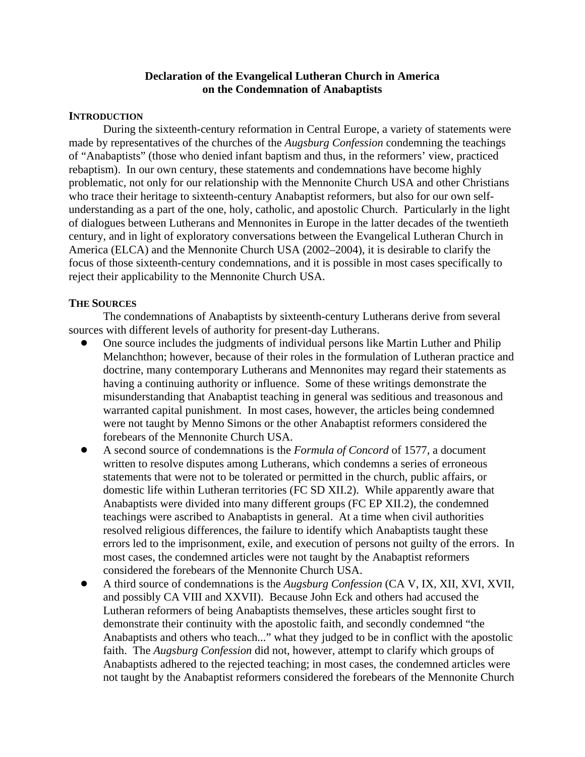# Declaration of the Evangelical Lutheran Church in America on the Condemnation of Anabaptists

## Introduction

During the sixteenth-century reformation in Central Europe, a variety of statements were made by representatives of the churches of the *Augsburg Confession* condemning the teachings of "Anabaptists" (those who denied infant baptism and thus, in the reformers' view, practiced rebaptism). In our own century, these statements and condemnations have become highly problematic, not only for our relationship with the Mennonite Church USA and other Christians who trace their heritage to sixteenth-century Anabaptist reformers, but also for our own self-understanding as a part of the one, holy, catholic, and apostolic Church. Particularly in the light of dialogues between Lutherans and Mennonites in Europe in the latter decades of the twentieth century, and in light of exploratory conversations between the Evangelical Lutheran Church in America (ELCA) and the Mennonite Church USA (2002–2004), it is desirable to clarify the focus of those sixteenth-century condemnations, and it is possible in most cases specifically to reject their applicability to the Mennonite Church USA.

## The Sources

The condemnations of Anabaptists by sixteenth-century Lutherans derive from several sources with different levels of authority for present-day Lutherans.

- One source includes the judgments of individual persons like Martin Luther and Philip Melanchthon; however, because of their roles in the formulation of Lutheran practice and doctrine, many contemporary Lutherans and Mennonites may regard their statements as having a continuing authority or influence. Some of these writings demonstrate the misunderstanding that Anabaptist teaching in general was seditious and treasonous and warranted capital punishment. In most cases, however, the articles being condemned were not taught by Menno Simons or the other Anabaptist reformers considered the forebears of the Mennonite Church USA.
- A second source of condemnations is the *Formula of Concord* of 1577, a document written to resolve disputes among Lutherans, which condemns a series of erroneous statements that were not to be tolerated or permitted in the church, public affairs, or domestic life within Lutheran territories (FC SD XII.2). While apparently aware that Anabaptists were divided into many different groups (FC EP XII.2), the condemned teachings were ascribed to Anabaptists in general. At a time when civil authorities resolved religious differences, the failure to identify which Anabaptists taught these errors led to the imprisonment, exile, and execution of persons not guilty of the errors. In most cases, the condemned articles were not taught by the Anabaptist reformers considered the forebears of the Mennonite Church USA.
- A third source of condemnations is the *Augsburg Confession* (CA V, IX, XII, XVI, XVII, and possibly CA VIII and XXVII). Because John Eck and others had accused the Lutheran reformers of being Anabaptists themselves, these articles sought first to demonstrate their continuity with the apostolic faith, and secondly condemned "the Anabaptists and others who teach..." what they judged to be in conflict with the apostolic faith. The *Augsburg Confession* did not, however, attempt to clarify which groups of Anabaptists adhered to the rejected teaching; in most cases, the condemned articles were not taught by the Anabaptist reformers considered the forebears of the Mennonite Church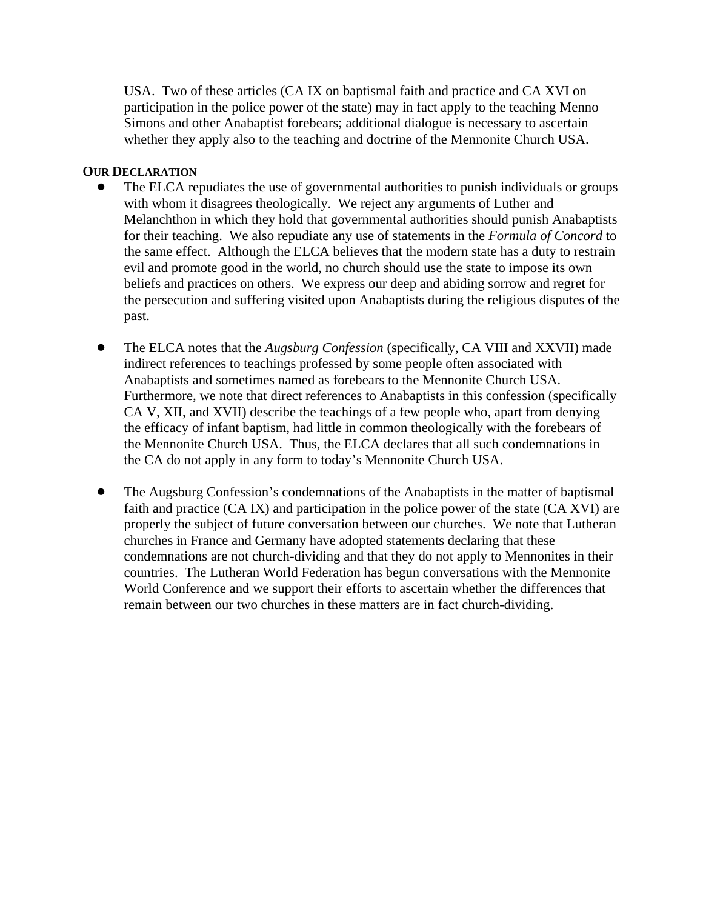USA. Two of these articles (CA IX on baptismal faith and practice and CA XVI on participation in the police power of the state) may in fact apply to the teaching Menno Simons and other Anabaptist forebears; additional dialogue is necessary to ascertain whether they apply also to the teaching and doctrine of the Mennonite Church USA.

**OUR DECLARATION**

- The ELCA repudiates the use of governmental authorities to punish individuals or groups with whom it disagrees theologically. We reject any arguments of Luther and Melanchthon in which they hold that governmental authorities should punish Anabaptists for their teaching. We also repudiate any use of statements in the *Formula of Concord* to the same effect. Although the ELCA believes that the modern state has a duty to restrain evil and promote good in the world, no church should use the state to impose its own beliefs and practices on others. We express our deep and abiding sorrow and regret for the persecution and suffering visited upon Anabaptists during the religious disputes of the past.

- The ELCA notes that the *Augsburg Confession* (specifically, CA VIII and XXVII) made indirect references to teachings professed by some people often associated with Anabaptists and sometimes named as forebears to the Mennonite Church USA. Furthermore, we note that direct references to Anabaptists in this confession (specifically CA V, XII, and XVII) describe the teachings of a few people who, apart from denying the efficacy of infant baptism, had little in common theologically with the forebears of the Mennonite Church USA. Thus, the ELCA declares that all such condemnations in the CA do not apply in any form to today's Mennonite Church USA.

- The Augsburg Confession's condemnations of the Anabaptists in the matter of baptismal faith and practice (CA IX) and participation in the police power of the state (CA XVI) are properly the subject of future conversation between our churches. We note that Lutheran churches in France and Germany have adopted statements declaring that these condemnations are not church-dividing and that they do not apply to Mennonites in their countries. The Lutheran World Federation has begun conversations with the Mennonite World Conference and we support their efforts to ascertain whether the differences that remain between our two churches in these matters are in fact church-dividing.